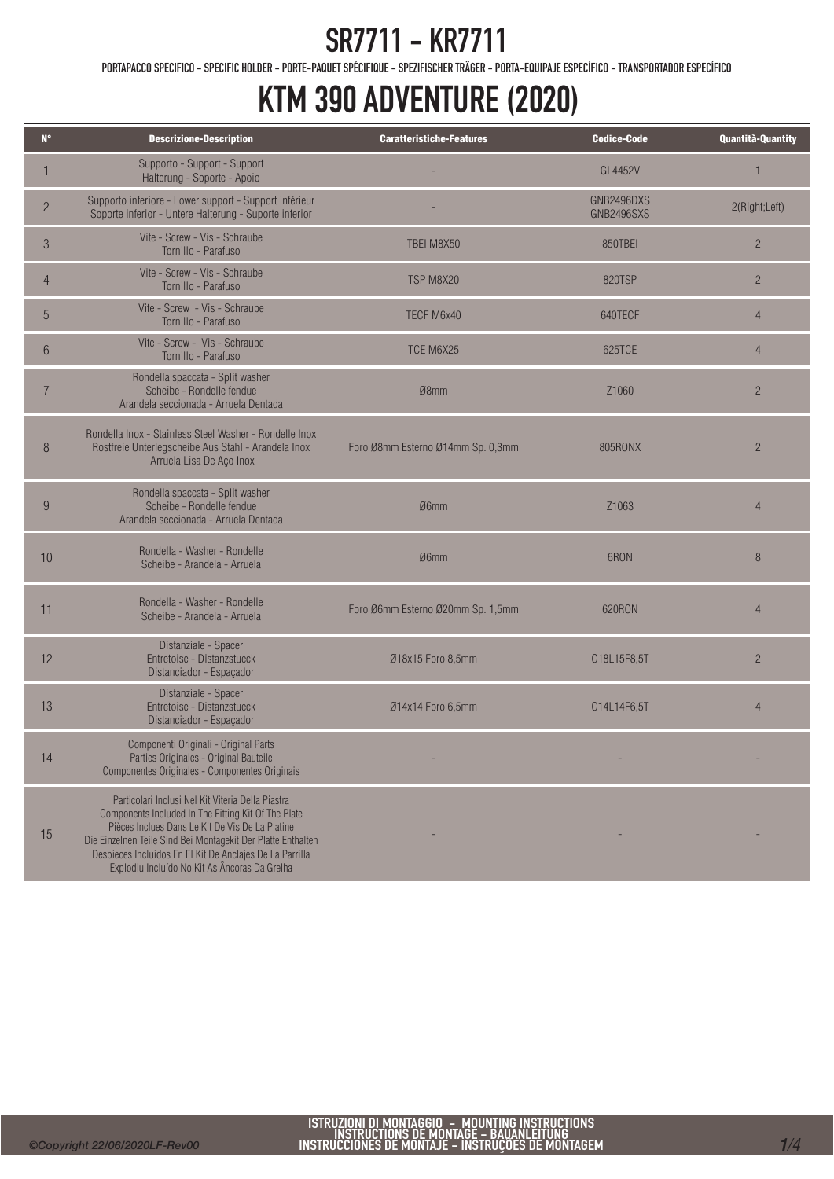# SR7711 - KR7711

PORTAPACCO SPECIFICO - SPECIFIC HOLDER - PORTE-PAQUET SPÉCIFIQUE - SPEZIFISCHER TRÄGER - PORTA-EQUIPAJE ESPECÍFICO - TRANSPORTADOR ESPECÍFICO

# KTM 390 ADVENTURE (2020)

| N° | Descrizione-Description | Caratteristiche-Features | Codice-Code | Quantità-Quantity |
|---|---|---|---|---|
| 1 | Supporto - Support - Support Halterung - Soporte - Apoio | - | GL4452V | 1 |
| 2 | Supporto inferiore - Lower support - Support inférieur Soporte inferior - Untere Halterung - Suporte inferior | - | GNB2496DXS GNB2496SXS | 2(Right;Left) |
| 3 | Vite - Screw - Vis - Schraube Tornillo - Parafuso | TBEI M8X50 | 850TBEI | 2 |
| 4 | Vite - Screw - Vis - Schraube Tornillo - Parafuso | TSP M8X20 | 820TSP | 2 |
| 5 | Vite - Screw - Vis - Schraube Tornillo - Parafuso | TECF M6x40 | 640TECF | 4 |
| 6 | Vite - Screw - Vis - Schraube Tornillo - Parafuso | TCE M6X25 | 625TCE | 4 |
| 7 | Rondella spaccata - Split washer Scheibe - Rondelle fendue Arandela seccionada - Arruela Dentada | Ø8mm | Z1060 | 2 |
| 8 | Rondella Inox - Stainless Steel Washer - Rondelle Inox Rostfreie Unterlegscheibe Aus Stahl - Arandela Inox Arruela Lisa De Aço Inox | Foro Ø8mm Esterno Ø14mm Sp. 0,3mm | 805RONX | 2 |
| 9 | Rondella spaccata - Split washer Scheibe - Rondelle fendue Arandela seccionada - Arruela Dentada | Ø6mm | Z1063 | 4 |
| 10 | Rondella - Washer - Rondelle Scheibe - Arandela - Arruela | Ø6mm | 6RON | 8 |
| 11 | Rondella - Washer - Rondelle Scheibe - Arandela - Arruela | Foro Ø6mm Esterno Ø20mm Sp. 1,5mm | 620RON | 4 |
| 12 | Distanziale - Spacer Entretoise - Distanzstueck Distanciador - Espaçador | Ø18x15 Foro 8,5mm | C18L15F8,5T | 2 |
| 13 | Distanziale - Spacer Entretoise - Distanzstueck Distanciador - Espaçador | Ø14x14 Foro 6,5mm | C14L14F6,5T | 4 |
| 14 | Componenti Originali - Original Parts Parties Originales - Original Bauteile Componentes Originales - Componentes Originais | - | - | - |
| 15 | Particolari Inclusi Nel Kit Viteria Della Piastra Components Included In The Fitting Kit Of The Plate Pièces Inclues Dans Le Kit De Vis De La Platine Die Einzelnen Teile Sind Bei Montagekit Der Platte Enthalten Despieces Incluidos En El Kit De Anclajes De La Parrilla Explodiu Incluído No Kit As Âncoras Da Grelha | - | - | - |

ISTRUZIONI DI MONTAGGIO - MOUNTING INSTRUCTIONS
INSTRUCTIONS DE MONTAGE - BAUANLEITUNG
INSTRUCCIONES DE MONTAJE - INSTRUÇÕES DE MONTAGEM

©Copyright 22/06/2020LF-Rev00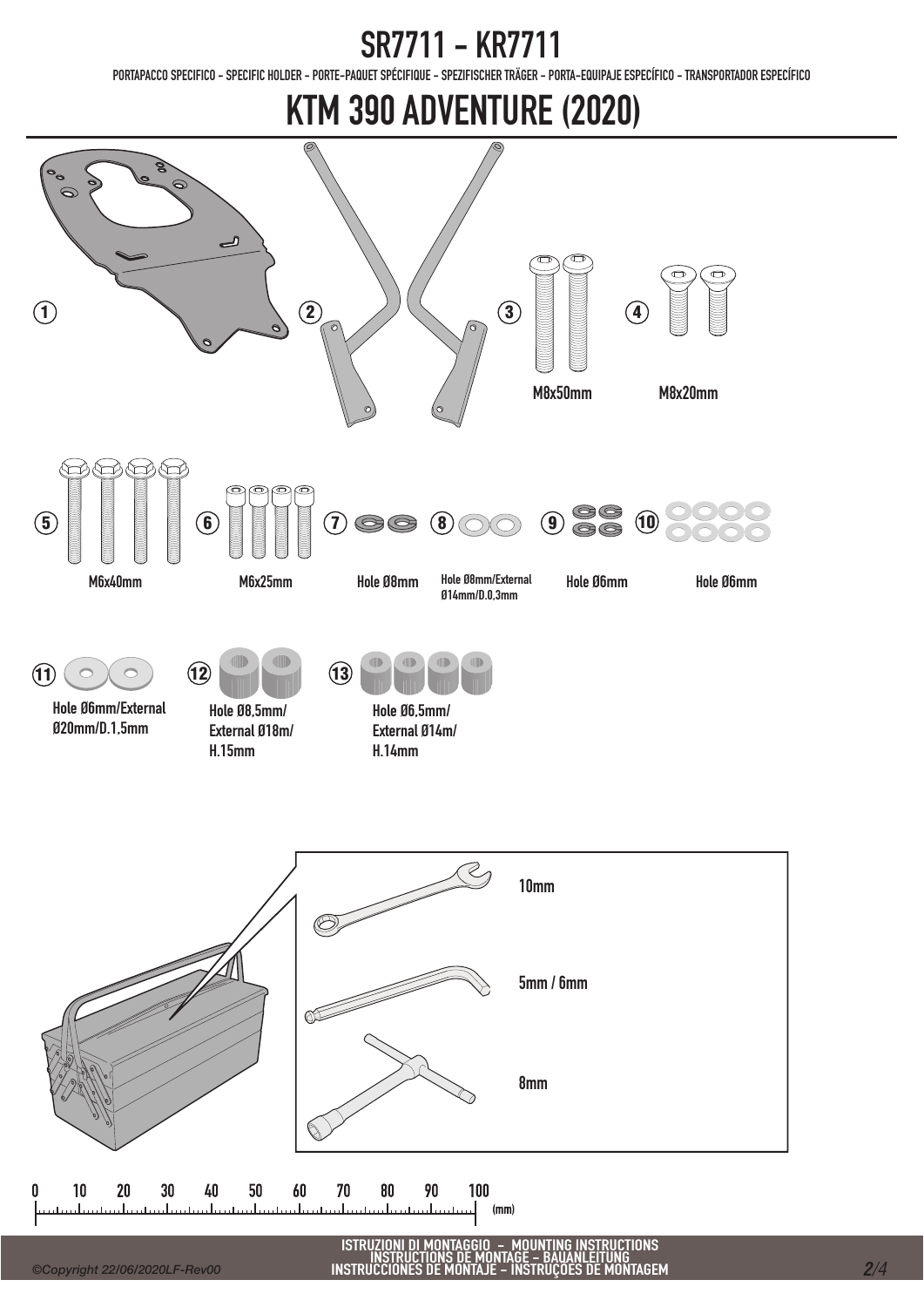# SR7711 - KR7711

PORTAPACCO SPECIFICO - SPECIFIC HOLDER - PORTE-PAQUET SPÉCIFIQUE - SPEZIFISCHER TRÄGER - PORTA-EQUIPAJE ESPECÍFICO - TRANSPORTADOR ESPECÍFICO

# KTM 390 ADVENTURE (2020)

1

2

3 M8x50mm

4 M8x20mm

5 M6x40mm

6 M6x25mm

7 Hole Ø8mm

8 Hole Ø8mm/External Ø14mm/D.0,3mm

9 Hole Ø6mm

10 Hole Ø6mm

11 Hole Ø6mm/External Ø20mm/D.1,5mm

12 Hole Ø8,5mm/ External Ø18m/ H.15mm

13 Hole Ø6,5mm/ External Ø14m/ H.14mm

10mm

5mm / 6mm

8mm

0 10 20 30 40 50 60 70 80 90 100 (mm)

ISTRUZIONI DI MONTAGGIO - MOUNTING INSTRUCTIONS
INSTRUCTIONS DE MONTAGE - BAUANLEITUNG
INSTRUCCIONES DE MONTAJE - INSTRUÇOES DE MONTAGEM

©Copyright 22/06/2020LF-Rev00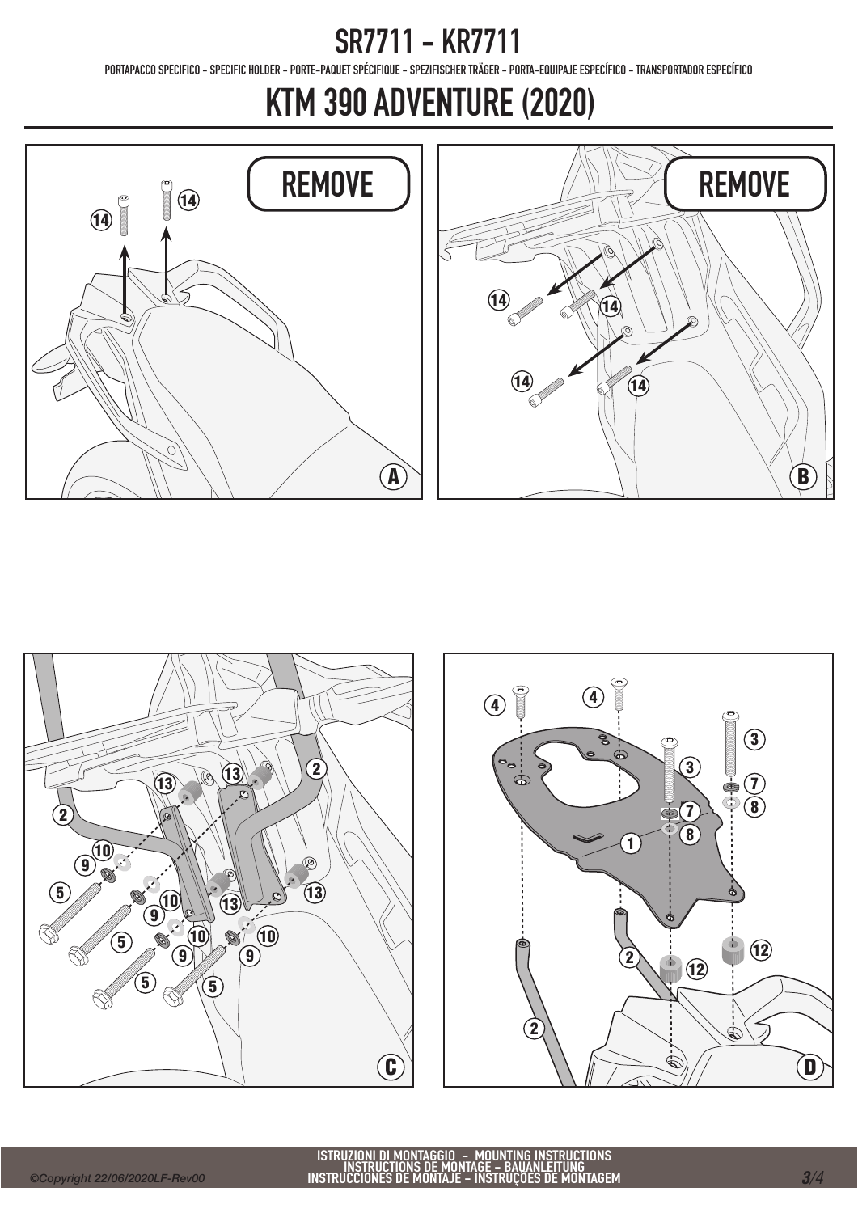# SR7711 - KR7711

PORTAPACCO SPECIFICO - SPECIFIC HOLDER - PORTE-PAQUET SPÉCIFIQUE - SPEZIFISCHER TRÄGER - PORTA-EQUIPAJE ESPECÍFICO - TRANSPORTADOR ESPECÍFICO

# KTM 390 ADVENTURE (2020)

REMOVE

14 14

A

REMOVE

14 14 14 14

B

13 13 2 2 10 9 5 13 13 10 9 5 10 9 10 9 5 5

C

4 4 3 3 7 8 7 8 1 2 12 12 2

D

ISTRUZIONI DI MONTAGGIO - MOUNTING INSTRUCTIONS
INSTRUCTIONS DE MONTAGE - BAUANLEITUNG
INSTRUCCIONES DE MONTAJE - INSTRUÇOES DE MONTAGEM

©Copyright 22/06/2020LF-Rev00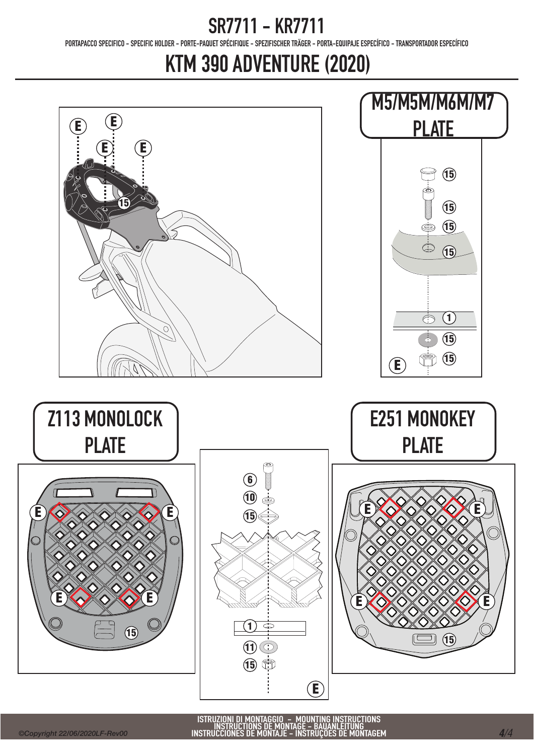# SR7711 - KR7711

PORTAPACCO SPECIFICO - SPECIFIC HOLDER - PORTE-PAQUET SPÉCIFIQUE - SPEZIFISCHER TRÄGER - PORTA-EQUIPAJE ESPECÍFICO - TRANSPORTADOR ESPECÍFICO

# KTM 390 ADVENTURE (2020)

E
E
E
E
15

## M5/M5M/M6M/M7 PLATE

15
15
15
15
1
15
15
E

## Z113 MONOLOCK PLATE

E
E
E
E
15

6
10
15
1
11
15
E

## E251 MONOKEY PLATE

E
E
E
E
15

©Copyright 22/06/2020LF-Rev00

ISTRUZIONI DI MONTAGGIO - MOUNTING INSTRUCTIONS
INSTRUCTIONS DE MONTAGE - BAUANLEITUNG
INSTRUCCIONES DE MONTAJE - INSTRUÇÕES DE MONTAGEM